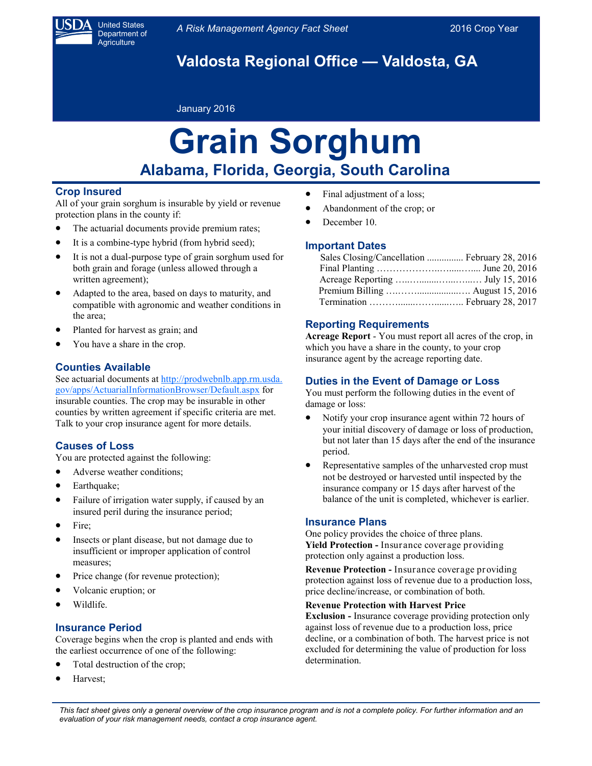United States Department of Agriculture

*A Risk Management Agency Fact Sheet*

2016 Crop Year

## Valdosta Regional Office — Valdosta, GA

January 2016

# Grain Sorghum

## Alabama, Florida, Georgia, South Carolina

### Crop Insured

All of your grain sorghum is insurable by yield or revenue protection plans in the county if:

- The actuarial documents provide premium rates;
- It is a combine-type hybrid (from hybrid seed);
- It is not a dual-purpose type of grain sorghum used for both grain and forage (unless allowed through a written agreement);
- Adapted to the area, based on days to maturity, and compatible with agronomic and weather conditions in the area;
- Planted for harvest as grain; and
- You have a share in the crop.

### Counties Available

See actuarial documents at http://prodwebnlb.app.rm.usda.gov/apps/ActuarialInformationBrowser/Default.aspx for insurable counties. The crop may be insurable in other counties by written agreement if specific criteria are met. Talk to your crop insurance agent for more details.

### Causes of Loss

You are protected against the following:

- Adverse weather conditions;
- Earthquake;
- Failure of irrigation water supply, if caused by an insured peril during the insurance period;
- Fire;
- Insects or plant disease, but not damage due to insufficient or improper application of control measures;
- Price change (for revenue protection);
- Volcanic eruption; or
- Wildlife.

### Insurance Period

Coverage begins when the crop is planted and ends with the earliest occurrence of one of the following:

- Total destruction of the crop;
- Harvest;
- Final adjustment of a loss;
- Abandonment of the crop; or
- December 10.

### Important Dates

| Event | Date |
|---|---|
| Sales Closing/Cancellation | February 28, 2016 |
| Final Planting | June 20, 2016 |
| Acreage Reporting | July 15, 2016 |
| Premium Billing | August 15, 2016 |
| Termination | February 28, 2017 |

### Reporting Requirements

**Acreage Report** - You must report all acres of the crop, in which you have a share in the county, to your crop insurance agent by the acreage reporting date.

### Duties in the Event of Damage or Loss

You must perform the following duties in the event of damage or loss:

- Notify your crop insurance agent within 72 hours of your initial discovery of damage or loss of production, but not later than 15 days after the end of the insurance period.
- Representative samples of the unharvested crop must not be destroyed or harvested until inspected by the insurance company or 15 days after harvest of the balance of the unit is completed, whichever is earlier.

### Insurance Plans

One policy provides the choice of three plans.

**Yield Protection -** Insurance coverage providing protection only against a production loss.

**Revenue Protection -** Insurance coverage providing protection against loss of revenue due to a production loss, price decline/increase, or combination of both.

**Revenue Protection with Harvest Price Exclusion -** Insurance coverage providing protection only against loss of revenue due to a production loss, price decline, or a combination of both. The harvest price is not excluded for determining the value of production for loss determination.

*This fact sheet gives only a general overview of the crop insurance program and is not a complete policy. For further information and an evaluation of your risk management needs, contact a crop insurance agent.*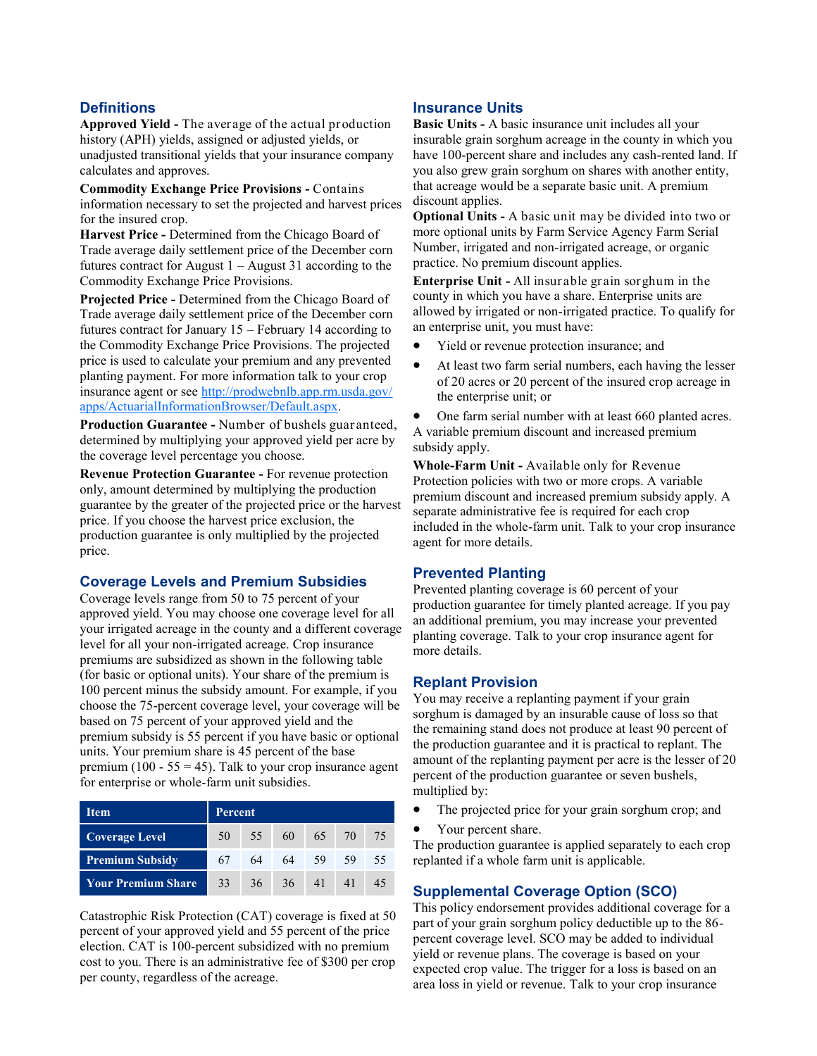## Definitions

**Approved Yield -** The average of the actual production history (APH) yields, assigned or adjusted yields, or unadjusted transitional yields that your insurance company calculates and approves.

**Commodity Exchange Price Provisions -** Contains information necessary to set the projected and harvest prices for the insured crop.

**Harvest Price -** Determined from the Chicago Board of Trade average daily settlement price of the December corn futures contract for August 1 – August 31 according to the Commodity Exchange Price Provisions.

**Projected Price -** Determined from the Chicago Board of Trade average daily settlement price of the December corn futures contract for January 15 – February 14 according to the Commodity Exchange Price Provisions. The projected price is used to calculate your premium and any prevented planting payment. For more information talk to your crop insurance agent or see [http://prodwebnlb.app.rm.usda.gov/apps/ActuarialInformationBrowser/Default.aspx](http://prodwebnlb.app.rm.usda.gov/apps/ActuarialInformationBrowser/Default.aspx).

**Production Guarantee -** Number of bushels guaranteed, determined by multiplying your approved yield per acre by the coverage level percentage you choose.

**Revenue Protection Guarantee -** For revenue protection only, amount determined by multiplying the production guarantee by the greater of the projected price or the harvest price. If you choose the harvest price exclusion, the production guarantee is only multiplied by the projected price.

## Coverage Levels and Premium Subsidies

Coverage levels range from 50 to 75 percent of your approved yield. You may choose one coverage level for all your irrigated acreage in the county and a different coverage level for all your non-irrigated acreage. Crop insurance premiums are subsidized as shown in the following table (for basic or optional units). Your share of the premium is 100 percent minus the subsidy amount. For example, if you choose the 75-percent coverage level, your coverage will be based on 75 percent of your approved yield and the premium subsidy is 55 percent if you have basic or optional units. Your premium share is 45 percent of the base premium (100 - 55 = 45). Talk to your crop insurance agent for enterprise or whole-farm unit subsidies.

| Item | Percent | | | | | |
|---|---|---|---|---|---|---|
| Coverage Level | 50 | 55 | 60 | 65 | 70 | 75 |
| Premium Subsidy | 67 | 64 | 64 | 59 | 59 | 55 |
| Your Premium Share | 33 | 36 | 36 | 41 | 41 | 45 |

Catastrophic Risk Protection (CAT) coverage is fixed at 50 percent of your approved yield and 55 percent of the price election. CAT is 100-percent subsidized with no premium cost to you. There is an administrative fee of $300 per crop per county, regardless of the acreage.

## Insurance Units

**Basic Units -** A basic insurance unit includes all your insurable grain sorghum acreage in the county in which you have 100-percent share and includes any cash-rented land. If you also grew grain sorghum on shares with another entity, that acreage would be a separate basic unit. A premium discount applies.

**Optional Units -** A basic unit may be divided into two or more optional units by Farm Service Agency Farm Serial Number, irrigated and non-irrigated acreage, or organic practice. No premium discount applies.

**Enterprise Unit -** All insurable grain sorghum in the county in which you have a share. Enterprise units are allowed by irrigated or non-irrigated practice. To qualify for an enterprise unit, you must have:

- Yield or revenue protection insurance; and
- At least two farm serial numbers, each having the lesser of 20 acres or 20 percent of the insured crop acreage in the enterprise unit; or
- One farm serial number with at least 660 planted acres.

A variable premium discount and increased premium subsidy apply.

**Whole-Farm Unit -** Available only for Revenue Protection policies with two or more crops. A variable premium discount and increased premium subsidy apply. A separate administrative fee is required for each crop included in the whole-farm unit. Talk to your crop insurance agent for more details.

## Prevented Planting

Prevented planting coverage is 60 percent of your production guarantee for timely planted acreage. If you pay an additional premium, you may increase your prevented planting coverage. Talk to your crop insurance agent for more details.

## Replant Provision

You may receive a replanting payment if your grain sorghum is damaged by an insurable cause of loss so that the remaining stand does not produce at least 90 percent of the production guarantee and it is practical to replant. The amount of the replanting payment per acre is the lesser of 20 percent of the production guarantee or seven bushels, multiplied by:

- The projected price for your grain sorghum crop; and
- Your percent share.

The production guarantee is applied separately to each crop replanted if a whole farm unit is applicable.

## Supplemental Coverage Option (SCO)

This policy endorsement provides additional coverage for a part of your grain sorghum policy deductible up to the 86-percent coverage level. SCO may be added to individual yield or revenue plans. The coverage is based on your expected crop value. The trigger for a loss is based on an area loss in yield or revenue. Talk to your crop insurance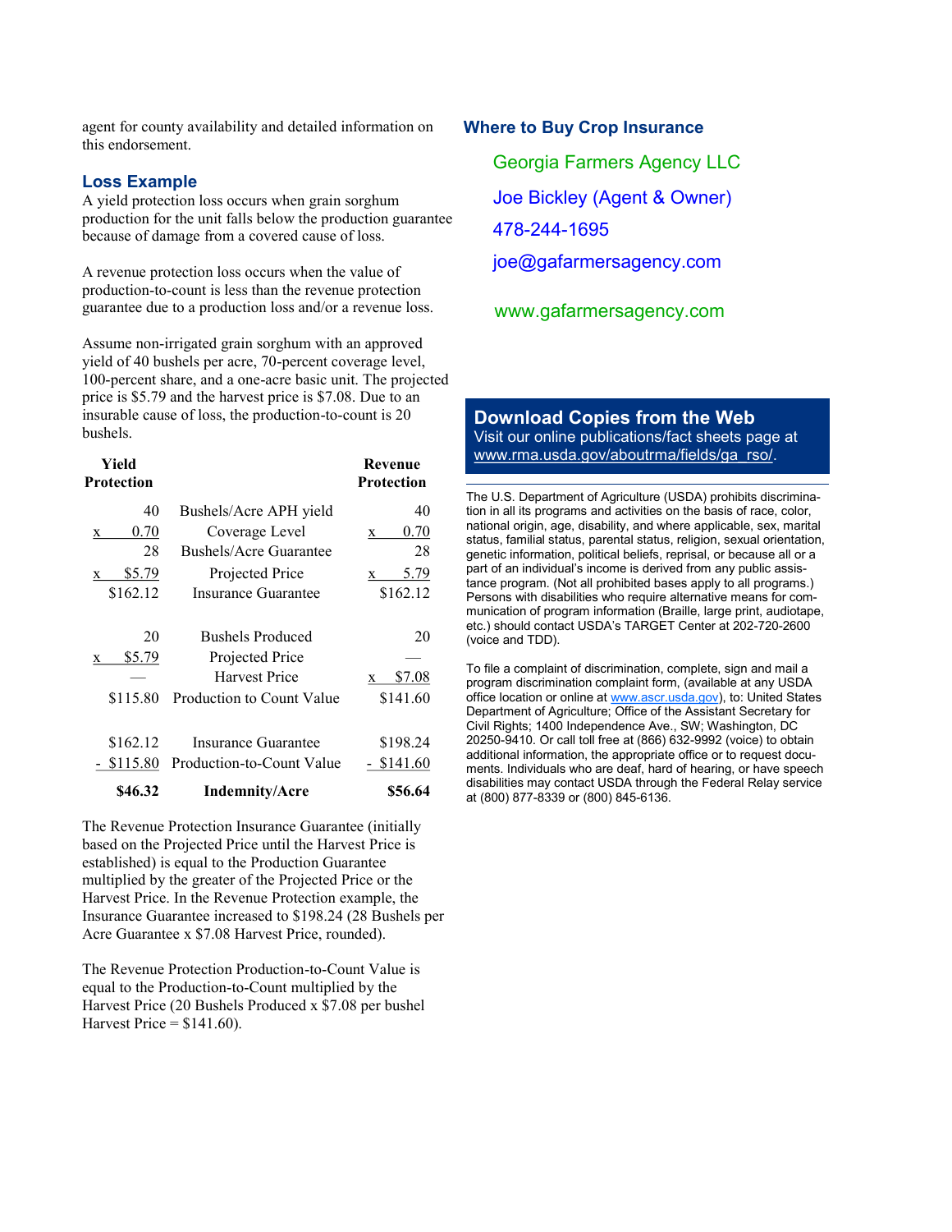agent for county availability and detailed information on this endorsement.

## Loss Example

A yield protection loss occurs when grain sorghum production for the unit falls below the production guarantee because of damage from a covered cause of loss.

A revenue protection loss occurs when the value of production-to-count is less than the revenue protection guarantee due to a production loss and/or a revenue loss.

Assume non-irrigated grain sorghum with an approved yield of 40 bushels per acre, 70-percent coverage level, 100-percent share, and a one-acre basic unit. The projected price is $5.79 and the harvest price is $7.08. Due to an insurable cause of loss, the production-to-count is 20 bushels.

| Yield Protection | | Revenue Protection |
|---|---|---|
| 40 | Bushels/Acre APH yield | 40 |
| x 0.70 | Coverage Level | x 0.70 |
| 28 | Bushels/Acre Guarantee | 28 |
| x $5.79 | Projected Price | x 5.79 |
| $162.12 | Insurance Guarantee | $162.12 |
| | | |
| 20 | Bushels Produced | 20 |
| x $5.79 | Projected Price | — |
| — | Harvest Price | x $7.08 |
| $115.80 | Production to Count Value | $141.60 |
| | | |
| $162.12 | Insurance Guarantee | $198.24 |
| - $115.80 | Production-to-Count Value | - $141.60 |
| **$46.32** | **Indemnity/Acre** | **$56.64** |

The Revenue Protection Insurance Guarantee (initially based on the Projected Price until the Harvest Price is established) is equal to the Production Guarantee multiplied by the greater of the Projected Price or the Harvest Price. In the Revenue Protection example, the Insurance Guarantee increased to $198.24 (28 Bushels per Acre Guarantee x $7.08 Harvest Price, rounded).

The Revenue Protection Production-to-Count Value is equal to the Production-to-Count multiplied by the Harvest Price (20 Bushels Produced x $7.08 per bushel Harvest Price = $141.60).

## Where to Buy Crop Insurance

Georgia Farmers Agency LLC

Joe Bickley (Agent & Owner)

478-244-1695

joe@gafarmersagency.com

www.gafarmersagency.com

## Download Copies from the Web

Visit our online publications/fact sheets page at www.rma.usda.gov/aboutrma/fields/ga_rso/.

The U.S. Department of Agriculture (USDA) prohibits discrimination in all its programs and activities on the basis of race, color, national origin, age, disability, and where applicable, sex, marital status, familial status, parental status, religion, sexual orientation, genetic information, political beliefs, reprisal, or because all or a part of an individual's income is derived from any public assistance program. (Not all prohibited bases apply to all programs.) Persons with disabilities who require alternative means for communication of program information (Braille, large print, audiotape, etc.) should contact USDA's TARGET Center at 202-720-2600 (voice and TDD).

To file a complaint of discrimination, complete, sign and mail a program discrimination complaint form, (available at any USDA office location or online at www.ascr.usda.gov), to: United States Department of Agriculture; Office of the Assistant Secretary for Civil Rights; 1400 Independence Ave., SW; Washington, DC 20250-9410. Or call toll free at (866) 632-9992 (voice) to obtain additional information, the appropriate office or to request documents. Individuals who are deaf, hard of hearing, or have speech disabilities may contact USDA through the Federal Relay service at (800) 877-8339 or (800) 845-6136.